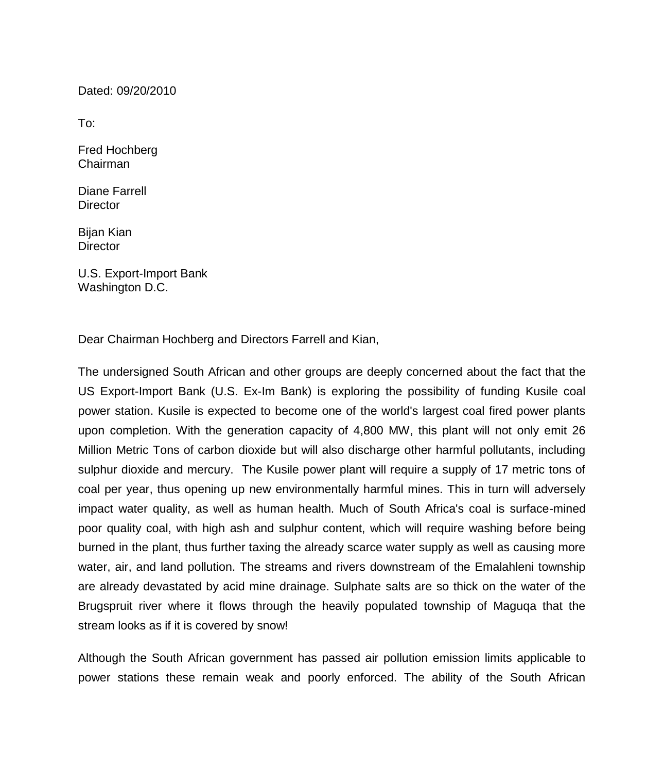Dated: 09/20/2010

To:

Fred Hochberg
Chairman

Diane Farrell
Director

Bijan Kian
Director

U.S. Export-Import Bank
Washington D.C.

Dear Chairman Hochberg and Directors Farrell and Kian,

The undersigned South African and other groups are deeply concerned about the fact that the US Export-Import Bank (U.S. Ex-Im Bank) is exploring the possibility of funding Kusile coal power station. Kusile is expected to become one of the world's largest coal fired power plants upon completion. With the generation capacity of 4,800 MW, this plant will not only emit 26 Million Metric Tons of carbon dioxide but will also discharge other harmful pollutants, including sulphur dioxide and mercury. The Kusile power plant will require a supply of 17 metric tons of coal per year, thus opening up new environmentally harmful mines. This in turn will adversely impact water quality, as well as human health. Much of South Africa's coal is surface-mined poor quality coal, with high ash and sulphur content, which will require washing before being burned in the plant, thus further taxing the already scarce water supply as well as causing more water, air, and land pollution. The streams and rivers downstream of the Emalahleni township are already devastated by acid mine drainage. Sulphate salts are so thick on the water of the Brugspruit river where it flows through the heavily populated township of Maguqa that the stream looks as if it is covered by snow!

Although the South African government has passed air pollution emission limits applicable to power stations these remain weak and poorly enforced. The ability of the South African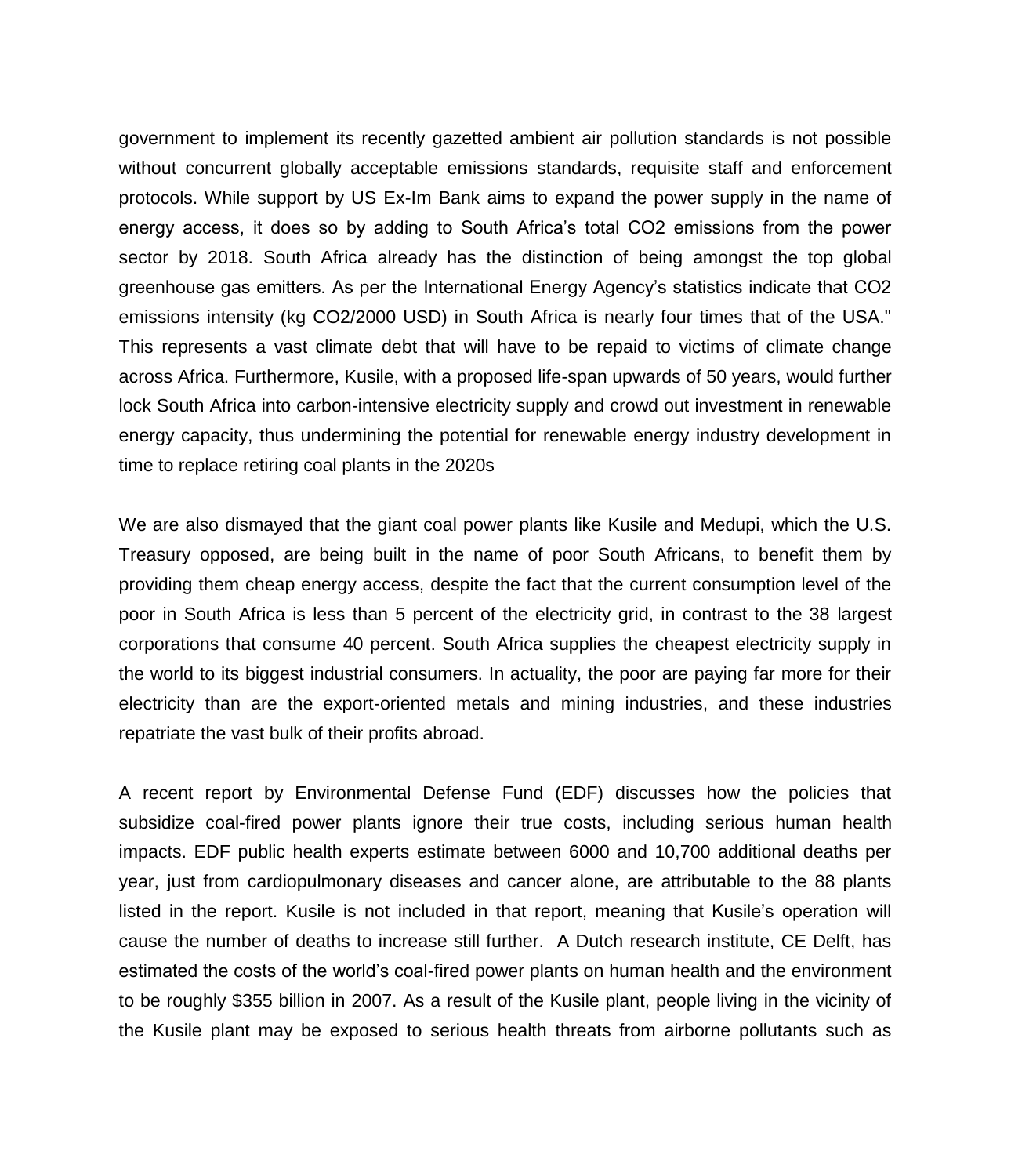government to implement its recently gazetted ambient air pollution standards is not possible without concurrent globally acceptable emissions standards, requisite staff and enforcement protocols. While support by US Ex-Im Bank aims to expand the power supply in the name of energy access, it does so by adding to South Africa's total $CO_2$ emissions from the power sector by 2018. South Africa already has the distinction of being amongst the top global greenhouse gas emitters. As per the International Energy Agency's statistics indicate that $CO_2$ emissions intensity (kg $CO_2$/2000 USD) in South Africa is nearly four times that of the USA." This represents a vast climate debt that will have to be repaid to victims of climate change across Africa. Furthermore, Kusile, with a proposed life-span upwards of 50 years, would further lock South Africa into carbon-intensive electricity supply and crowd out investment in renewable energy capacity, thus undermining the potential for renewable energy industry development in time to replace retiring coal plants in the 2020s

We are also dismayed that the giant coal power plants like Kusile and Medupi, which the U.S. Treasury opposed, are being built in the name of poor South Africans, to benefit them by providing them cheap energy access, despite the fact that the current consumption level of the poor in South Africa is less than 5 percent of the electricity grid, in contrast to the 38 largest corporations that consume 40 percent. South Africa supplies the cheapest electricity supply in the world to its biggest industrial consumers. In actuality, the poor are paying far more for their electricity than are the export-oriented metals and mining industries, and these industries repatriate the vast bulk of their profits abroad.

A recent report by Environmental Defense Fund (EDF) discusses how the policies that subsidize coal-fired power plants ignore their true costs, including serious human health impacts. EDF public health experts estimate between 6000 and 10,700 additional deaths per year, just from cardiopulmonary diseases and cancer alone, are attributable to the 88 plants listed in the report. Kusile is not included in that report, meaning that Kusile's operation will cause the number of deaths to increase still further. A Dutch research institute, CE Delft, has estimated the costs of the world's coal-fired power plants on human health and the environment to be roughly $355 billion in 2007. As a result of the Kusile plant, people living in the vicinity of the Kusile plant may be exposed to serious health threats from airborne pollutants such as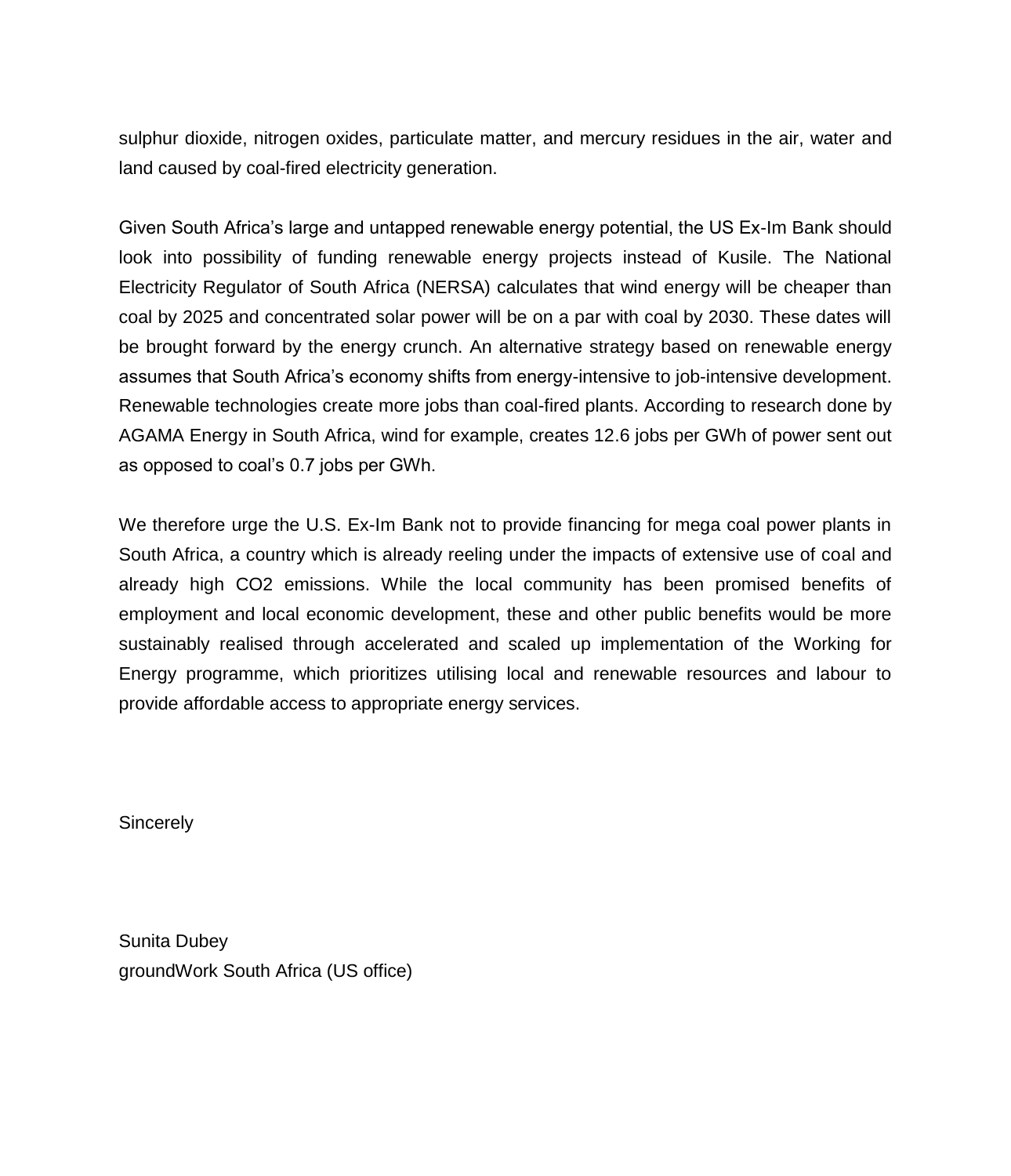sulphur dioxide, nitrogen oxides, particulate matter, and mercury residues in the air, water and land caused by coal-fired electricity generation.

Given South Africa's large and untapped renewable energy potential, the US Ex-Im Bank should look into possibility of funding renewable energy projects instead of Kusile. The National Electricity Regulator of South Africa (NERSA) calculates that wind energy will be cheaper than coal by 2025 and concentrated solar power will be on a par with coal by 2030. These dates will be brought forward by the energy crunch. An alternative strategy based on renewable energy assumes that South Africa's economy shifts from energy-intensive to job-intensive development. Renewable technologies create more jobs than coal-fired plants. According to research done by AGAMA Energy in South Africa, wind for example, creates 12.6 jobs per GWh of power sent out as opposed to coal's 0.7 jobs per GWh.

We therefore urge the U.S. Ex-Im Bank not to provide financing for mega coal power plants in South Africa, a country which is already reeling under the impacts of extensive use of coal and already high $CO_2$ emissions. While the local community has been promised benefits of employment and local economic development, these and other public benefits would be more sustainably realised through accelerated and scaled up implementation of the Working for Energy programme, which prioritizes utilising local and renewable resources and labour to provide affordable access to appropriate energy services.

Sincerely

Sunita Dubey
groundWork South Africa (US office)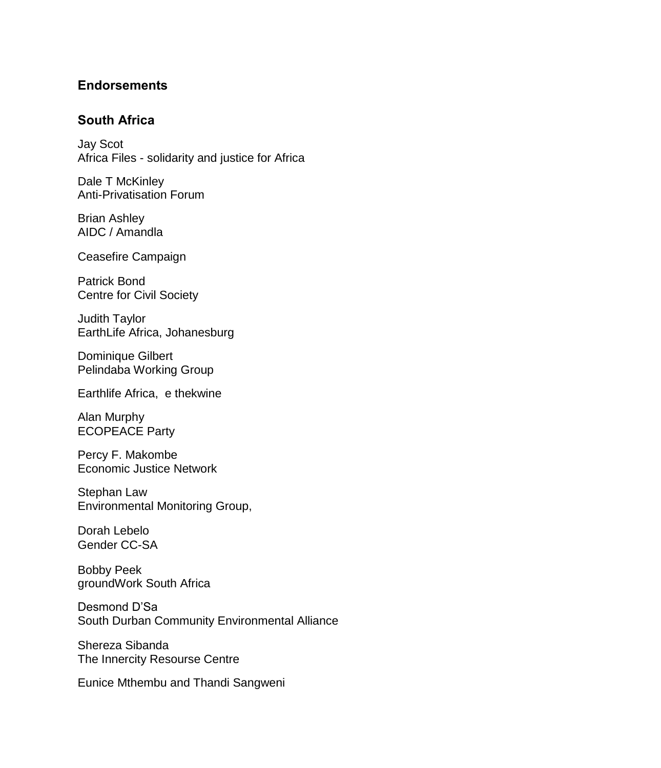## Endorsements

### South Africa

Jay Scot
Africa Files - solidarity and justice for Africa

Dale T McKinley
Anti-Privatisation Forum

Brian Ashley
AIDC / Amandla

Ceasefire Campaign

Patrick Bond
Centre for Civil Society

Judith Taylor
EarthLife Africa, Johanesburg

Dominique Gilbert
Pelindaba Working Group

Earthlife Africa,  e thekwine

Alan Murphy
ECOPEACE Party

Percy F. Makombe
Economic Justice Network

Stephan Law
Environmental Monitoring Group,

Dorah Lebelo
Gender CC-SA

Bobby Peek
groundWork South Africa

Desmond D'Sa
South Durban Community Environmental Alliance

Shereza Sibanda
The Innercity Resourse Centre

Eunice Mthembu and Thandi Sangweni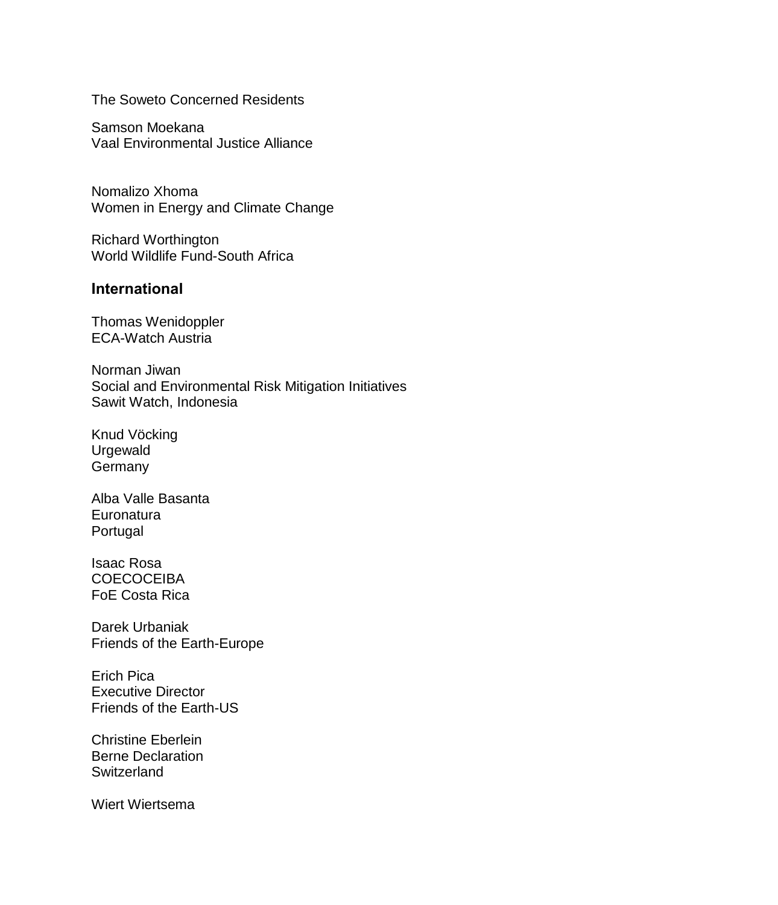The Soweto Concerned Residents

Samson Moekana  
Vaal Environmental Justice Alliance

Nomalizo Xhoma  
Women in Energy and Climate Change

Richard Worthington  
World Wildlife Fund-South Africa

## International

Thomas Wenidoppler  
ECA-Watch Austria

Norman Jiwan  
Social and Environmental Risk Mitigation Initiatives  
Sawit Watch, Indonesia

Knud Vöcking  
Urgewald  
Germany

Alba Valle Basanta  
Euronatura  
Portugal

Isaac Rosa  
COECOCEIBA  
FoE Costa Rica

Darek Urbaniak  
Friends of the Earth-Europe

Erich Pica  
Executive Director  
Friends of the Earth-US

Christine Eberlein  
Berne Declaration  
Switzerland

Wiert Wiertsema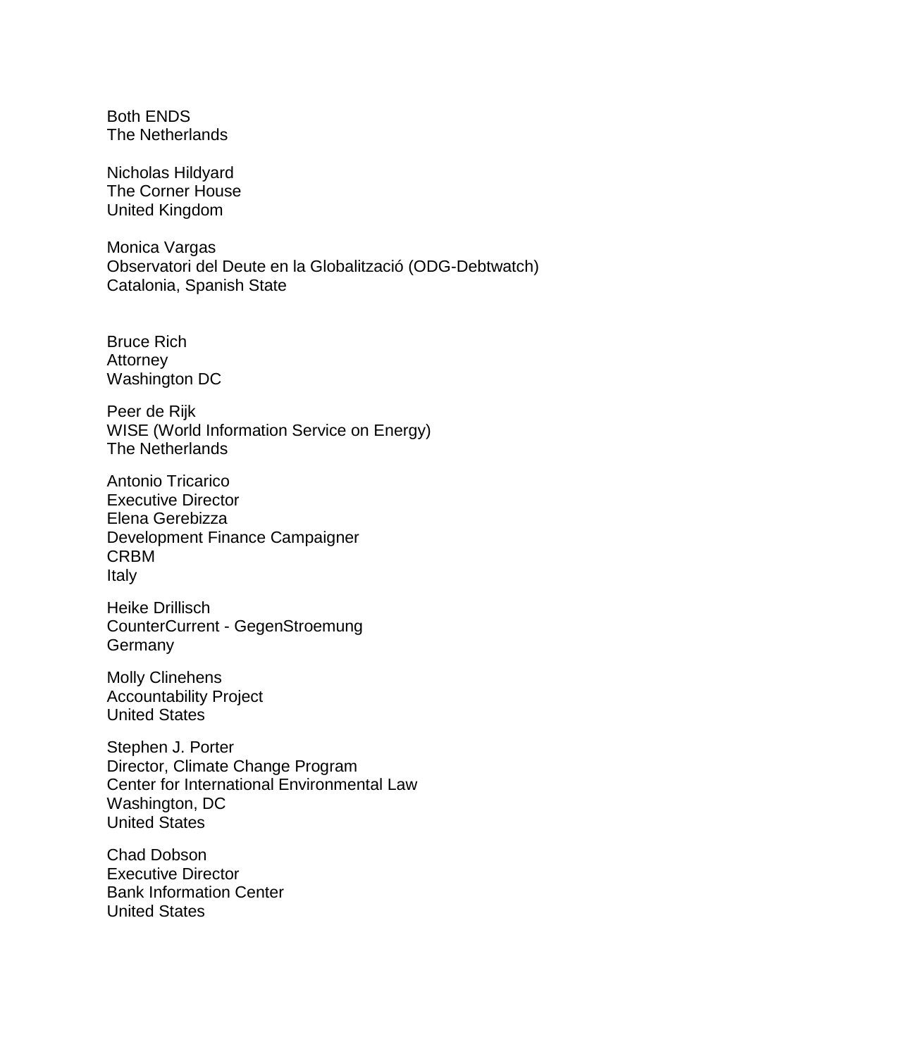Both ENDS
The Netherlands

Nicholas Hildyard
The Corner House
United Kingdom

Monica Vargas
Observatori del Deute en la Globalització (ODG-Debtwatch)
Catalonia, Spanish State

Bruce Rich
Attorney
Washington DC

Peer de Rijk
WISE (World Information Service on Energy)
The Netherlands

Antonio Tricarico
Executive Director
Elena Gerebizza
Development Finance Campaigner
CRBM
Italy

Heike Drillisch
CounterCurrent - GegenStroemung
Germany

Molly Clinehens
Accountability Project
United States

Stephen J. Porter
Director, Climate Change Program
Center for International Environmental Law
Washington, DC
United States

Chad Dobson
Executive Director
Bank Information Center
United States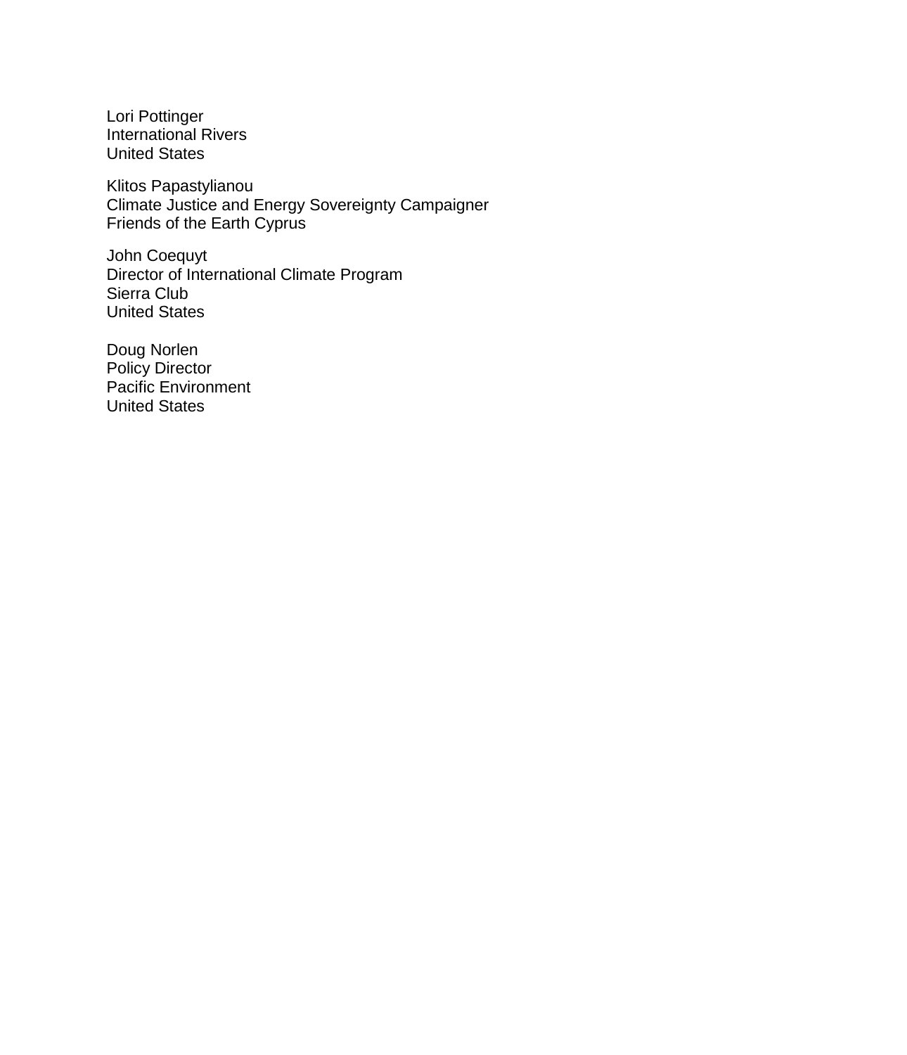Lori Pottinger
International Rivers
United States

Klitos Papastylianou
Climate Justice and Energy Sovereignty Campaigner
Friends of the Earth Cyprus

John Coequyt
Director of International Climate Program
Sierra Club
United States

Doug Norlen
Policy Director
Pacific Environment
United States